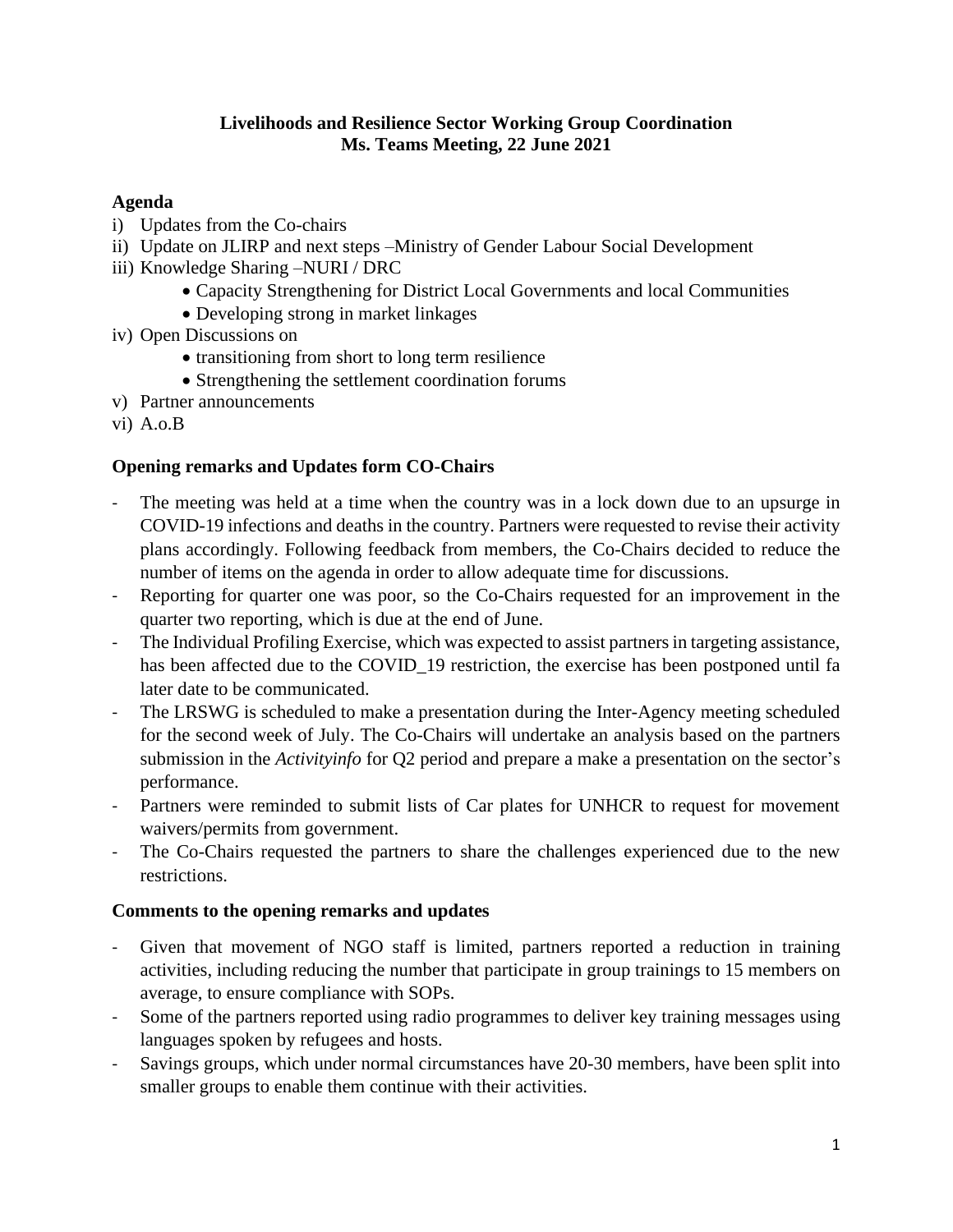**Livelihoods and Resilience Sector Working Group Coordination**
**Ms. Teams Meeting, 22 June 2021**

## Agenda

i) Updates from the Co-chairs
ii) Update on JLIRP and next steps –Ministry of Gender Labour Social Development
iii) Knowledge Sharing –NURI / DRC
   - Capacity Strengthening for District Local Governments and local Communities
   - Developing strong in market linkages
iv) Open Discussions on
   - transitioning from short to long term resilience
   - Strengthening the settlement coordination forums
v) Partner announcements
vi) A.o.B

## Opening remarks and Updates form CO-Chairs

- The meeting was held at a time when the country was in a lock down due to an upsurge in COVID-19 infections and deaths in the country. Partners were requested to revise their activity plans accordingly. Following feedback from members, the Co-Chairs decided to reduce the number of items on the agenda in order to allow adequate time for discussions.
- Reporting for quarter one was poor, so the Co-Chairs requested for an improvement in the quarter two reporting, which is due at the end of June.
- The Individual Profiling Exercise, which was expected to assist partners in targeting assistance, has been affected due to the COVID_19 restriction, the exercise has been postponed until fa later date to be communicated.
- The LRSWG is scheduled to make a presentation during the Inter-Agency meeting scheduled for the second week of July. The Co-Chairs will undertake an analysis based on the partners submission in the *Activityinfo* for Q2 period and prepare a make a presentation on the sector's performance.
- Partners were reminded to submit lists of Car plates for UNHCR to request for movement waivers/permits from government.
- The Co-Chairs requested the partners to share the challenges experienced due to the new restrictions.

## Comments to the opening remarks and updates

- Given that movement of NGO staff is limited, partners reported a reduction in training activities, including reducing the number that participate in group trainings to 15 members on average, to ensure compliance with SOPs.
- Some of the partners reported using radio programmes to deliver key training messages using languages spoken by refugees and hosts.
- Savings groups, which under normal circumstances have 20-30 members, have been split into smaller groups to enable them continue with their activities.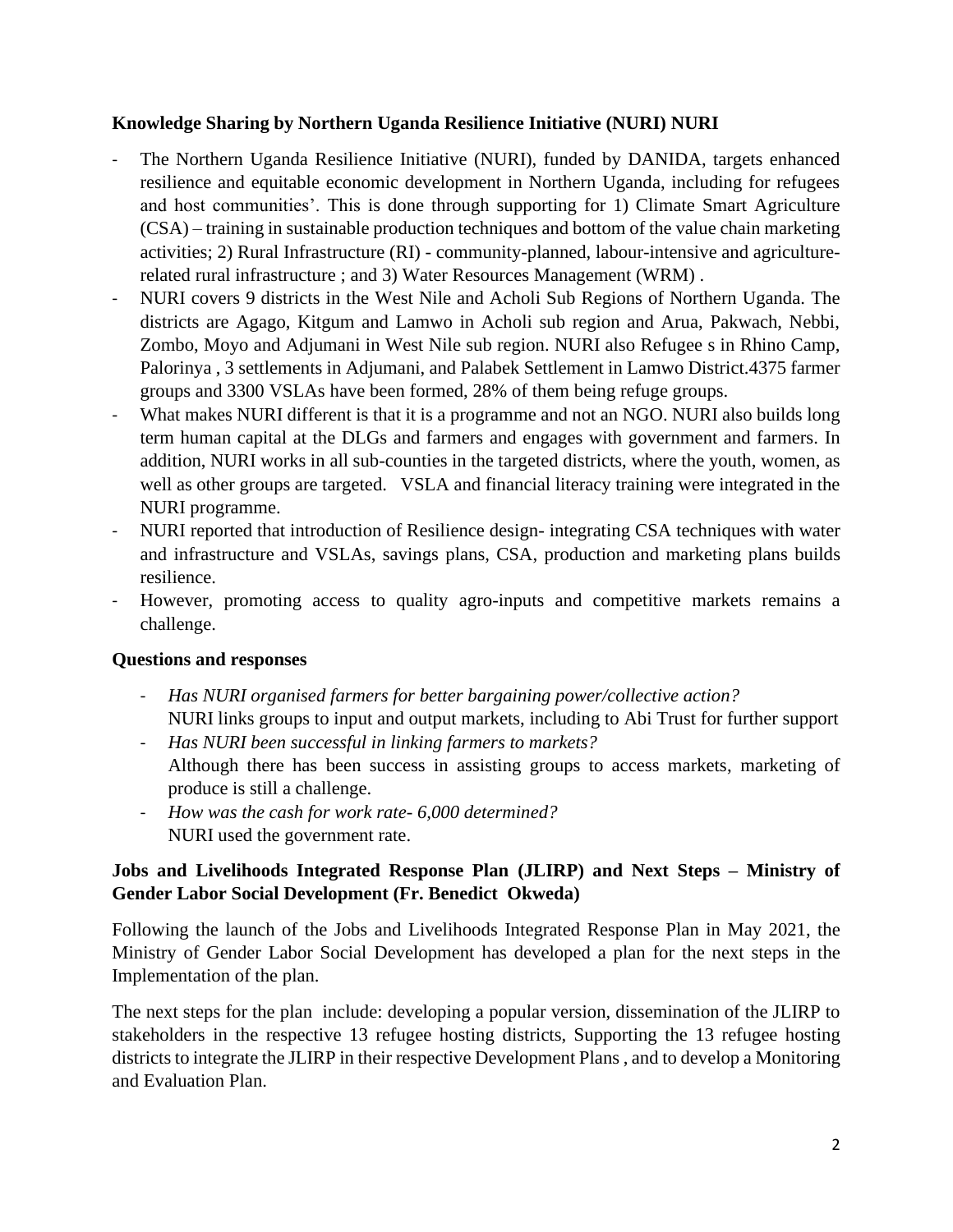**Knowledge Sharing by Northern Uganda Resilience Initiative (NURI) NURI**

- The Northern Uganda Resilience Initiative (NURI), funded by DANIDA, targets enhanced resilience and equitable economic development in Northern Uganda, including for refugees and host communities'. This is done through supporting for 1) Climate Smart Agriculture (CSA) – training in sustainable production techniques and bottom of the value chain marketing activities; 2) Rural Infrastructure (RI) - community-planned, labour-intensive and agriculture-related rural infrastructure ; and 3) Water Resources Management (WRM) .
- NURI covers 9 districts in the West Nile and Acholi Sub Regions of Northern Uganda. The districts are Agago, Kitgum and Lamwo in Acholi sub region and Arua, Pakwach, Nebbi, Zombo, Moyo and Adjumani in West Nile sub region. NURI also Refugee s in Rhino Camp, Palorinya , 3 settlements in Adjumani, and Palabek Settlement in Lamwo District.4375 farmer groups and 3300 VSLAs have been formed, 28% of them being refuge groups.
- What makes NURI different is that it is a programme and not an NGO. NURI also builds long term human capital at the DLGs and farmers and engages with government and farmers. In addition, NURI works in all sub-counties in the targeted districts, where the youth, women, as well as other groups are targeted. VSLA and financial literacy training were integrated in the NURI programme.
- NURI reported that introduction of Resilience design- integrating CSA techniques with water and infrastructure and VSLAs, savings plans, CSA, production and marketing plans builds resilience.
- However, promoting access to quality agro-inputs and competitive markets remains a challenge.

**Questions and responses**

- *Has NURI organised farmers for better bargaining power/collective action?*
  NURI links groups to input and output markets, including to Abi Trust for further support
- *Has NURI been successful in linking farmers to markets?*
  Although there has been success in assisting groups to access markets, marketing of produce is still a challenge.
- *How was the cash for work rate- 6,000 determined?*
  NURI used the government rate.

**Jobs and Livelihoods Integrated Response Plan (JLIRP) and Next Steps – Ministry of Gender Labor Social Development (Fr. Benedict Okweda)**

Following the launch of the Jobs and Livelihoods Integrated Response Plan in May 2021, the Ministry of Gender Labor Social Development has developed a plan for the next steps in the Implementation of the plan.

The next steps for the plan include: developing a popular version, dissemination of the JLIRP to stakeholders in the respective 13 refugee hosting districts, Supporting the 13 refugee hosting districts to integrate the JLIRP in their respective Development Plans , and to develop a Monitoring and Evaluation Plan.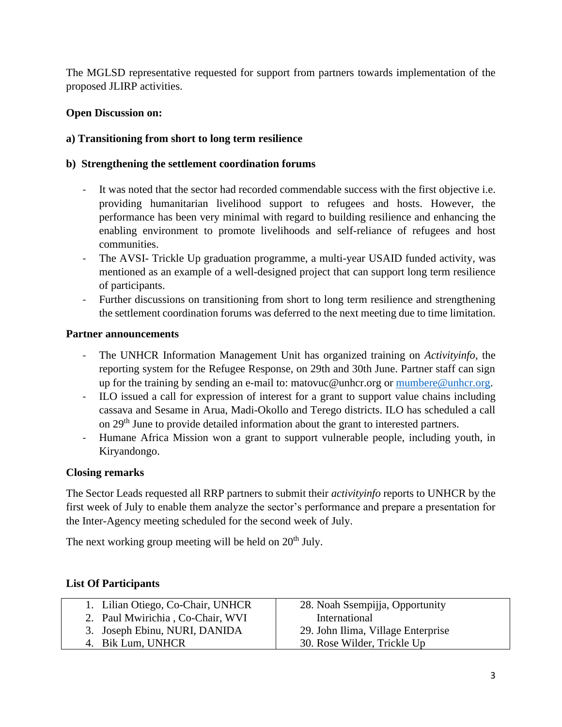The MGLSD representative requested for support from partners towards implementation of the proposed JLIRP activities.

**Open Discussion on:**

**a) Transitioning from short to long term resilience**

**b) Strengthening the settlement coordination forums**

- It was noted that the sector had recorded commendable success with the first objective i.e. providing humanitarian livelihood support to refugees and hosts. However, the performance has been very minimal with regard to building resilience and enhancing the enabling environment to promote livelihoods and self-reliance of refugees and host communities.
- The AVSI- Trickle Up graduation programme, a multi-year USAID funded activity, was mentioned as an example of a well-designed project that can support long term resilience of participants.
- Further discussions on transitioning from short to long term resilience and strengthening the settlement coordination forums was deferred to the next meeting due to time limitation.

**Partner announcements**

- The UNHCR Information Management Unit has organized training on *Activityinfo*, the reporting system for the Refugee Response, on 29th and 30th June. Partner staff can sign up for the training by sending an e-mail to: matovuc@unhcr.org or mumbere@unhcr.org.
- ILO issued a call for expression of interest for a grant to support value chains including cassava and Sesame in Arua, Madi-Okollo and Terego districts. ILO has scheduled a call on 29th June to provide detailed information about the grant to interested partners.
- Humane Africa Mission won a grant to support vulnerable people, including youth, in Kiryandongo.

**Closing remarks**

The Sector Leads requested all RRP partners to submit their *activityinfo* reports to UNHCR by the first week of July to enable them analyze the sector's performance and prepare a presentation for the Inter-Agency meeting scheduled for the second week of July.

The next working group meeting will be held on 20th July.

**List Of Participants**

| | |
|---|---|
| 1. Lilian Otiego, Co-Chair, UNHCR | 28. Noah Ssempijja, Opportunity International |
| 2. Paul Mwirichia , Co-Chair, WVI | 29. John Ilima, Village Enterprise |
| 3. Joseph Ebinu, NURI, DANIDA | 30. Rose Wilder, Trickle Up |
| 4. Bik Lum, UNHCR | |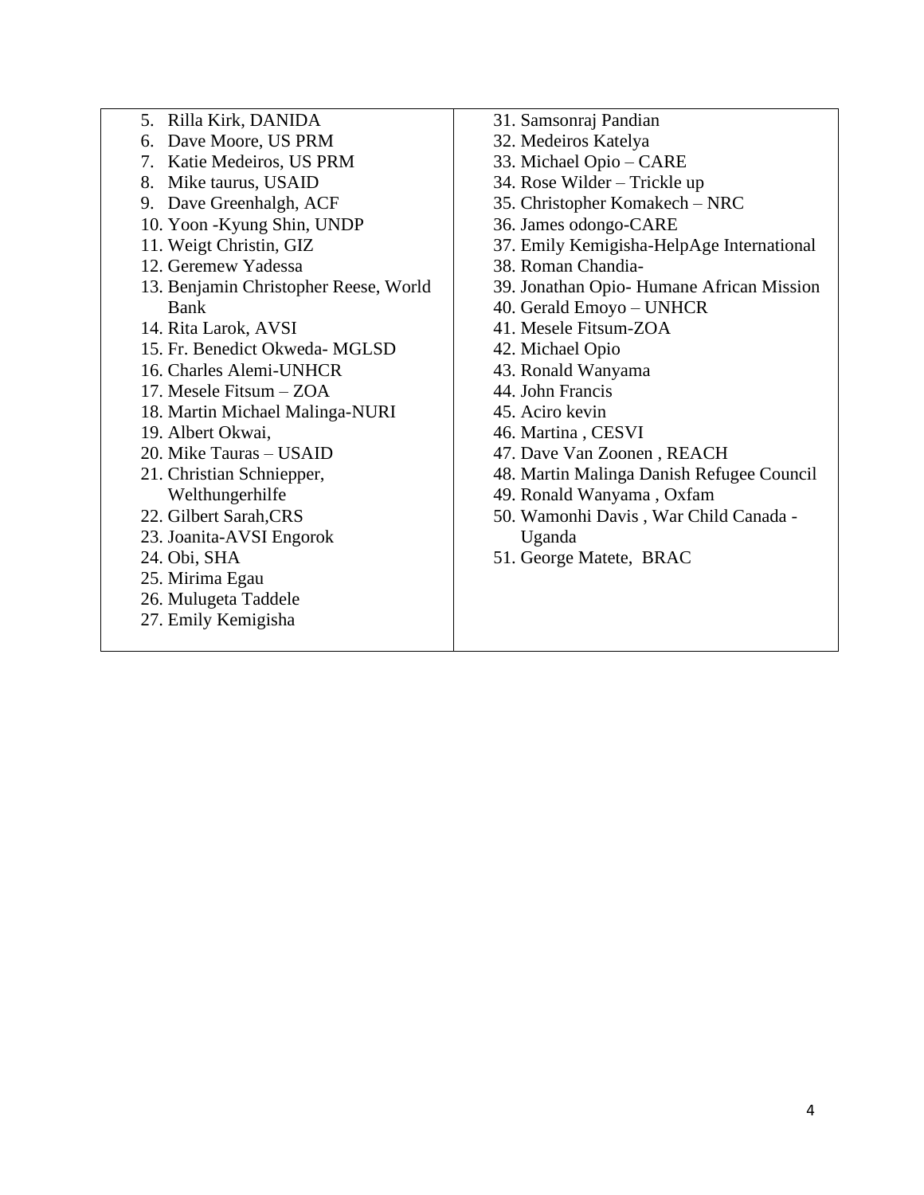5. Rilla Kirk, DANIDA
6. Dave Moore, US PRM
7. Katie Medeiros, US PRM
8. Mike taurus, USAID
9. Dave Greenhalgh, ACF
10. Yoon -Kyung Shin, UNDP
11. Weigt Christin, GIZ
12. Geremew Yadessa
13. Benjamin Christopher Reese, World Bank
14. Rita Larok, AVSI
15. Fr. Benedict Okweda- MGLSD
16. Charles Alemi-UNHCR
17. Mesele Fitsum – ZOA
18. Martin Michael Malinga-NURI
19. Albert Okwai,
20. Mike Tauras – USAID
21. Christian Schniepper, Welthungerhilfe
22. Gilbert Sarah,CRS
23. Joanita-AVSI Engorok
24. Obi, SHA
25. Mirima Egau
26. Mulugeta Taddele
27. Emily Kemigisha
31. Samsonraj Pandian
32. Medeiros Katelya
33. Michael Opio – CARE
34. Rose Wilder – Trickle up
35. Christopher Komakech – NRC
36. James odongo-CARE
37. Emily Kemigisha-HelpAge International
38. Roman Chandia-
39. Jonathan Opio- Humane African Mission
40. Gerald Emoyo – UNHCR
41. Mesele Fitsum-ZOA
42. Michael Opio
43. Ronald Wanyama
44. John Francis
45. Aciro kevin
46. Martina , CESVI
47. Dave Van Zoonen , REACH
48. Martin Malinga Danish Refugee Council
49. Ronald Wanyama , Oxfam
50. Wamonhi Davis , War Child Canada - Uganda
51. George Matete, BRAC